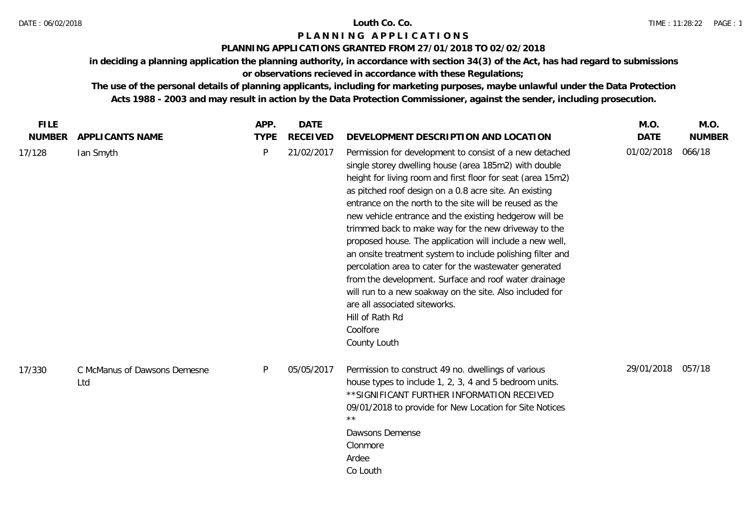DATE : 06/02/2018 **Louth Co. Co.** TIME : 11:28:22

# P L A N N I N G   A P P L I C A T I O N S

## PLANNING APPLICATIONS GRANTED FROM 27/01/2018 TO 02/02/2018

**in deciding a planning application the planning authority, in accordance with section 34(3) of the Act, has had regard to submissions or observations recieved in accordance with these Regulations;**

**The use of the personal details of planning applicants, including for marketing purposes, maybe unlawful under the Data Protection Acts 1988 - 2003 and may result in action by the Data Protection Commissioner, against the sender, including prosecution.**

| FILE NUMBER | APPLICANTS NAME | APP. TYPE | DATE RECEIVED | DEVELOPMENT DESCRIPTION AND LOCATION | M.O. DATE | M.O. NUMBER |
|---|---|---|---|---|---|---|
| 17/128 | Ian Smyth | P | 21/02/2017 | Permission for development to consist of a new detached single storey dwelling house (area 185m2) with double height for living room and first floor for seat (area 15m2) as pitched roof design on a 0.8 acre site. An existing entrance on the north to the site will be reused as the new vehicle entrance and the existing hedgerow will be trimmed back to make way for the new driveway to the proposed house. The application will include a new well, an onsite treatment system to include polishing filter and percolation area to cater for the wastewater generated from the development. Surface and roof water drainage will run to a new soakway on the site. Also included for are all associated siteworks.<br>Hill of Rath Rd<br>Coolfore<br>County Louth | 01/02/2018 | 066/18 |
| 17/330 | C McManus of Dawsons Demesne Ltd | P | 05/05/2017 | Permission to construct 49 no. dwellings of various house types to include 1, 2, 3, 4 and 5 bedroom units. **SIGNIFICANT FURTHER INFORMATION RECEIVED 09/01/2018 to provide for New Location for Site Notices **<br>Dawsons Demense<br>Clonmore<br>Ardee<br>Co Louth | 29/01/2018 | 057/18 |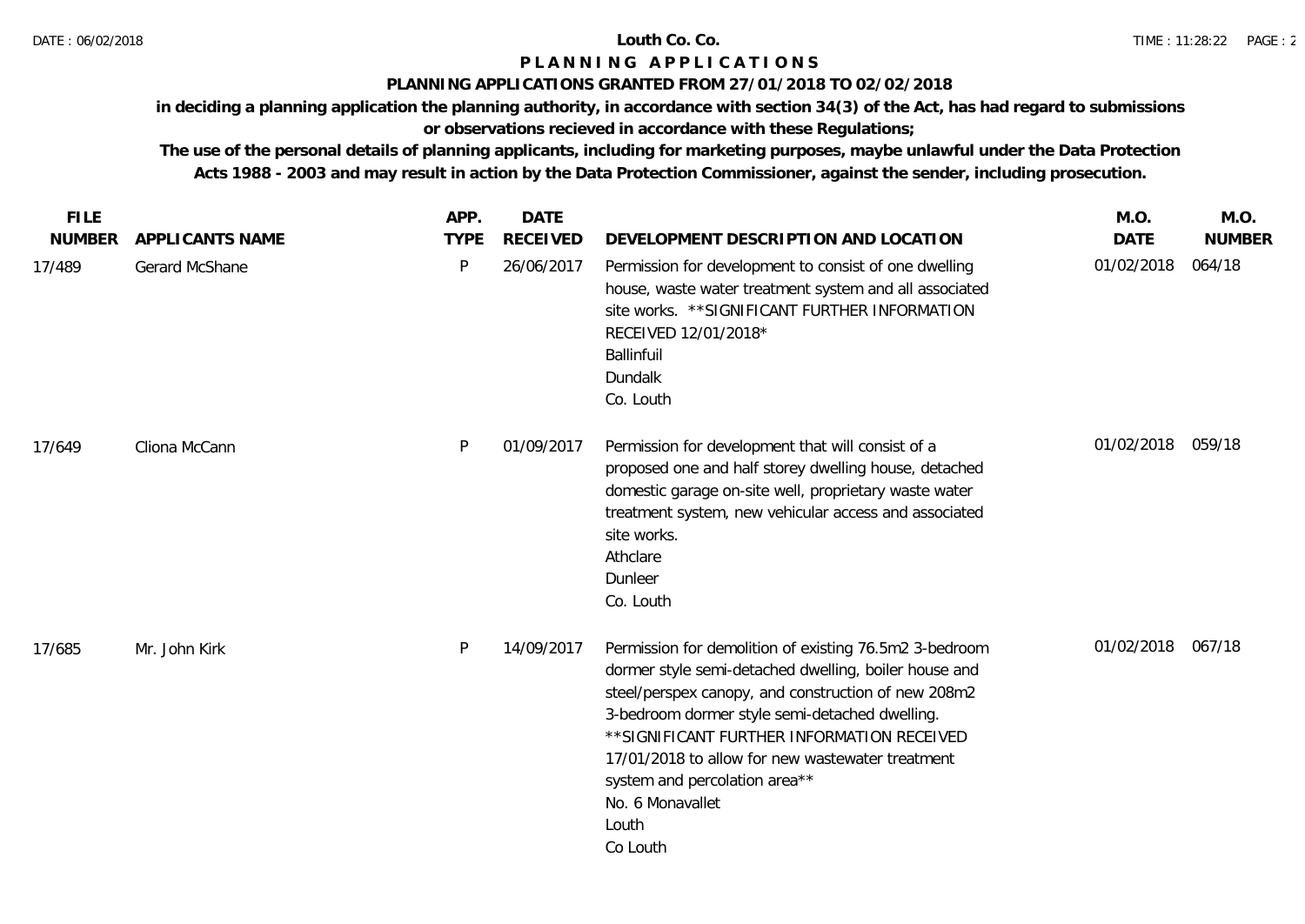**Louth Co. Co.**

# PLANNING APPLICATIONS

## PLANNING APPLICATIONS GRANTED FROM 27/01/2018 TO 02/02/2018

**in deciding a planning application the planning authority, in accordance with section 34(3) of the Act, has had regard to submissions or observations recieved in accordance with these Regulations;**

**The use of the personal details of planning applicants, including for marketing purposes, maybe unlawful under the Data Protection Acts 1988 - 2003 and may result in action by the Data Protection Commissioner, against the sender, including prosecution.**

| FILE NUMBER | APPLICANTS NAME | APP. TYPE | DATE RECEIVED | DEVELOPMENT DESCRIPTION AND LOCATION | M.O. DATE | M.O. NUMBER |
|---|---|---|---|---|---|---|
| 17/489 | Gerard McShane | P | 26/06/2017 | Permission for development to consist of one dwelling house, waste water treatment system and all associated site works. **SIGNIFICANT FURTHER INFORMATION RECEIVED 12/01/2018* Ballinfuil Dundalk Co. Louth | 01/02/2018 | 064/18 |
| 17/649 | Cliona McCann | P | 01/09/2017 | Permission for development that will consist of a proposed one and half storey dwelling house, detached domestic garage on-site well, proprietary waste water treatment system, new vehicular access and associated site works. Athclare Dunleer Co. Louth | 01/02/2018 | 059/18 |
| 17/685 | Mr. John Kirk | P | 14/09/2017 | Permission for demolition of existing 76.5m2 3-bedroom dormer style semi-detached dwelling, boiler house and steel/perspex canopy, and construction of new 208m2 3-bedroom dormer style semi-detached dwelling. **SIGNIFICANT FURTHER INFORMATION RECEIVED 17/01/2018 to allow for new wastewater treatment system and percolation area** No. 6 Monavallet Louth Co Louth | 01/02/2018 | 067/18 |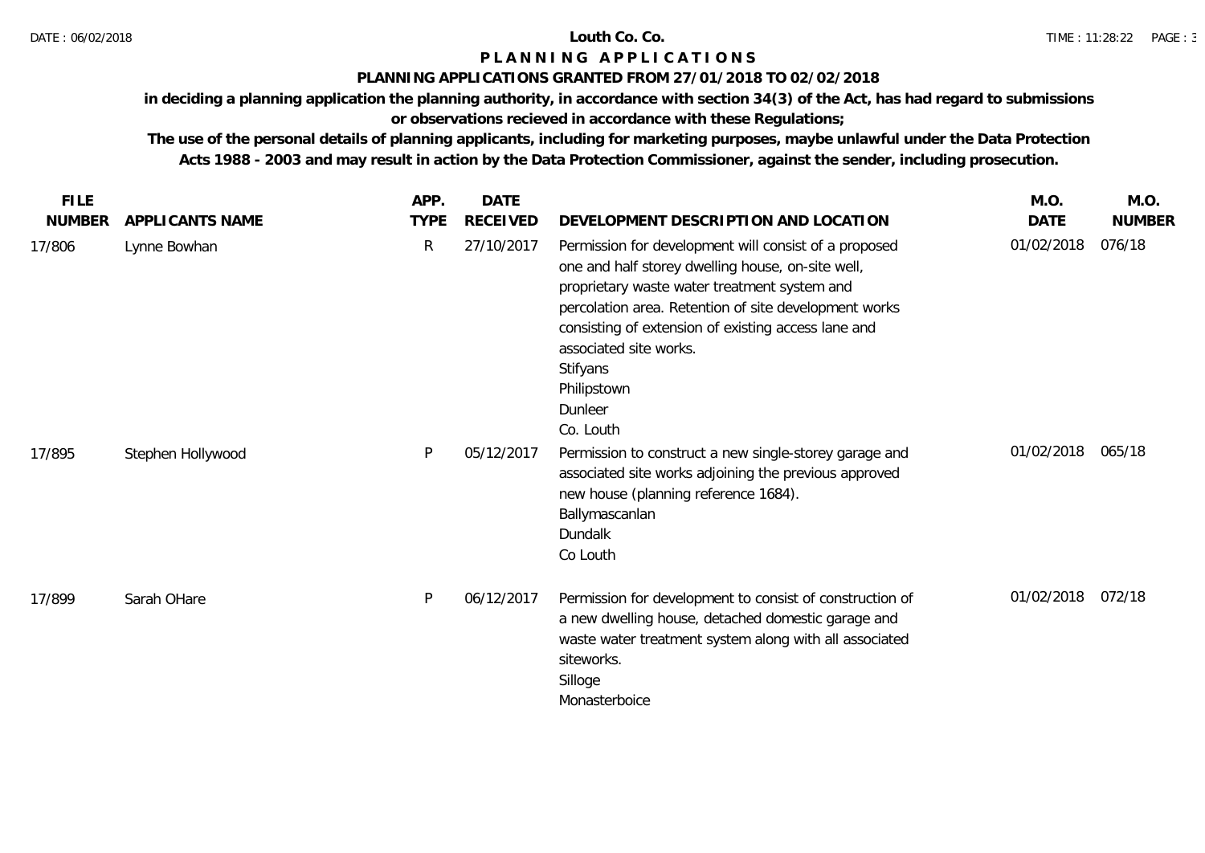**Louth Co. Co.**

**P L A N N I N G  A P P L I C A T I O N S**

**PLANNING APPLICATIONS GRANTED FROM 27/01/2018 TO 02/02/2018**

**in deciding a planning application the planning authority, in accordance with section 34(3) of the Act, has had regard to submissions or observations recieved in accordance with these Regulations;**

**The use of the personal details of planning applicants, including for marketing purposes, maybe unlawful under the Data Protection Acts 1988 - 2003 and may result in action by the Data Protection Commissioner, against the sender, including prosecution.**

| FILE NUMBER | APPLICANTS NAME | APP. TYPE | DATE RECEIVED | DEVELOPMENT DESCRIPTION AND LOCATION | M.O. DATE | M.O. NUMBER |
|---|---|---|---|---|---|---|
| 17/806 | Lynne Bowhan | R | 27/10/2017 | Permission for development will consist of a proposed one and half storey dwelling house, on-site well, proprietary waste water treatment system and percolation area. Retention of site development works consisting of extension of existing access lane and associated site works.<br>Stifyans<br>Philipstown<br>Dunleer<br>Co. Louth | 01/02/2018 | 076/18 |
| 17/895 | Stephen Hollywood | P | 05/12/2017 | Permission to construct a new single-storey garage and associated site works adjoining the previous approved new house (planning reference 1684).<br>Ballymascanlan<br>Dundalk<br>Co Louth | 01/02/2018 | 065/18 |
| 17/899 | Sarah OHare | P | 06/12/2017 | Permission for development to consist of construction of a new dwelling house, detached domestic garage and waste water treatment system along with all associated siteworks.<br>Silloge<br>Monasterboice | 01/02/2018 | 072/18 |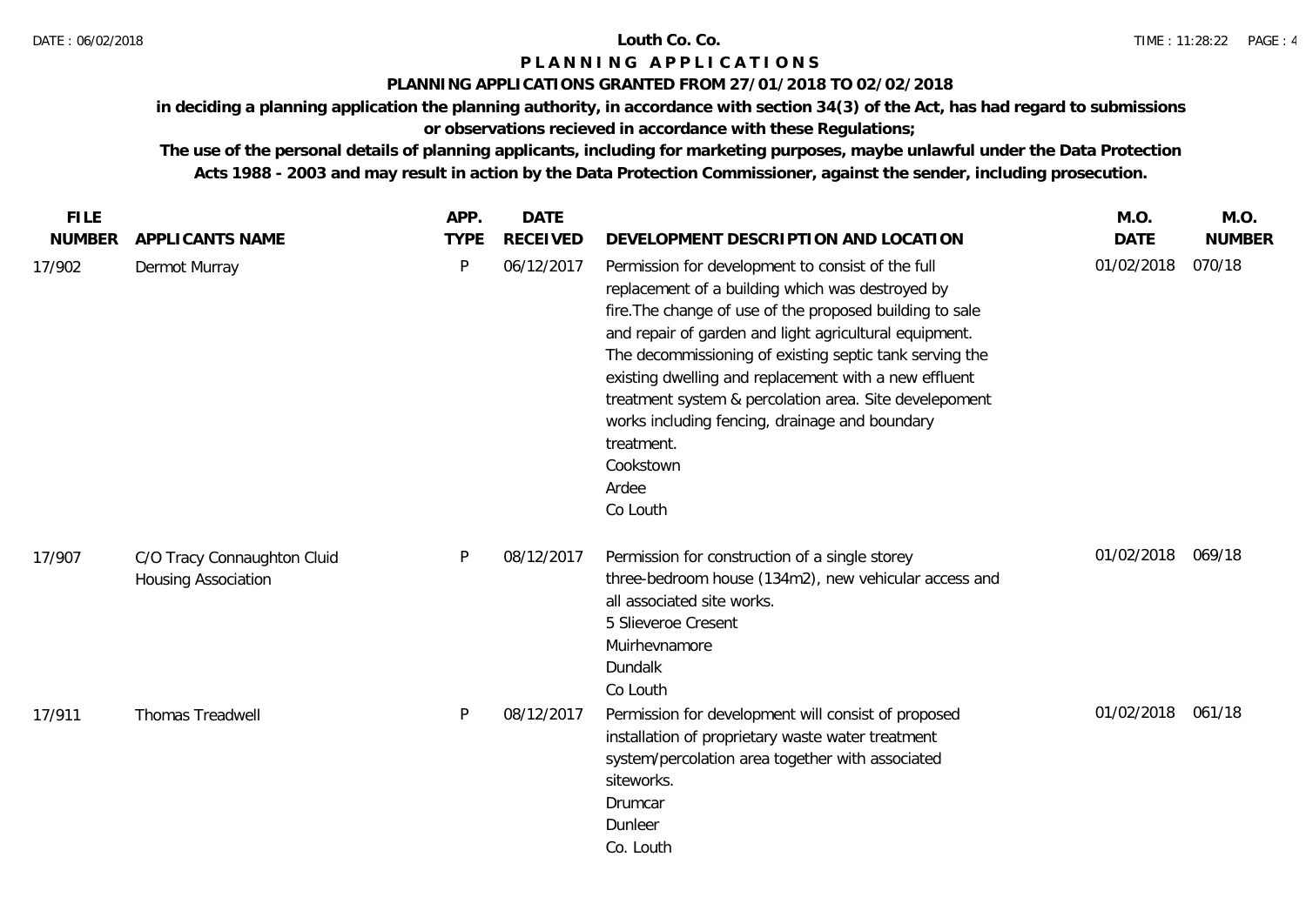**Louth Co. Co.**

# PLANNING APPLICATIONS

## PLANNING APPLICATIONS GRANTED FROM 27/01/2018 TO 02/02/2018

**in deciding a planning application the planning authority, in accordance with section 34(3) of the Act, has had regard to submissions or observations recieved in accordance with these Regulations;**

**The use of the personal details of planning applicants, including for marketing purposes, maybe unlawful under the Data Protection Acts 1988 - 2003 and may result in action by the Data Protection Commissioner, against the sender, including prosecution.**

| FILE NUMBER | APPLICANTS NAME | APP. TYPE | DATE RECEIVED | DEVELOPMENT DESCRIPTION AND LOCATION | M.O. DATE | M.O. NUMBER |
|---|---|---|---|---|---|---|
| 17/902 | Dermot Murray | P | 06/12/2017 | Permission for development to consist of the full replacement of a building which was destroyed by fire.The change of use of the proposed building to sale and repair of garden and light agricultural equipment. The decommissioning of existing septic tank serving the existing dwelling and replacement with a new effluent treatment system & percolation area. Site develepoment works including fencing, drainage and boundary treatment.<br>Cookstown<br>Ardee<br>Co Louth | 01/02/2018 | 070/18 |
| 17/907 | C/O Tracy Connaughton Cluid Housing Association | P | 08/12/2017 | Permission for construction of a single storey three-bedroom house (134m2), new vehicular access and all associated site works.<br>5 Slieveroe Cresent<br>Muirhevnamore<br>Dundalk<br>Co Louth | 01/02/2018 | 069/18 |
| 17/911 | Thomas Treadwell | P | 08/12/2017 | Permission for development will consist of proposed installation of proprietary waste water treatment system/percolation area together with associated siteworks.<br>Drumcar<br>Dunleer<br>Co. Louth | 01/02/2018 | 061/18 |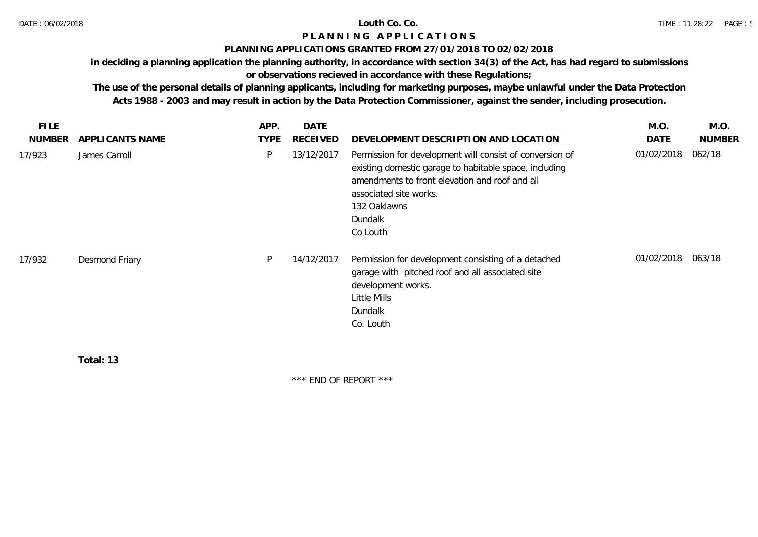**Louth Co. Co.**

# P L A N N I N G   A P P L I C A T I O N S

## PLANNING APPLICATIONS GRANTED FROM 27/01/2018 TO 02/02/2018

**in deciding a planning application the planning authority, in accordance with section 34(3) of the Act, has had regard to submissions or observations recieved in accordance with these Regulations;**

**The use of the personal details of planning applicants, including for marketing purposes, maybe unlawful under the Data Protection Acts 1988 - 2003 and may result in action by the Data Protection Commissioner, against the sender, including prosecution.**

| FILE NUMBER | APPLICANTS NAME | APP. TYPE | DATE RECEIVED | DEVELOPMENT DESCRIPTION AND LOCATION | M.O. DATE | M.O. NUMBER |
|---|---|---|---|---|---|---|
| 17/923 | James Carroll | P | 13/12/2017 | Permission for development will consist of conversion of existing domestic garage to habitable space, including amendments to front elevation and roof and all associated site works. 132 Oaklawns Dundalk Co Louth | 01/02/2018 | 062/18 |
| 17/932 | Desmond Friary | P | 14/12/2017 | Permission for development consisting of a detached garage with pitched roof and all associated site development works. Little Mills Dundalk Co. Louth | 01/02/2018 | 063/18 |

**Total: 13**

\*\*\* END OF REPORT \*\*\*